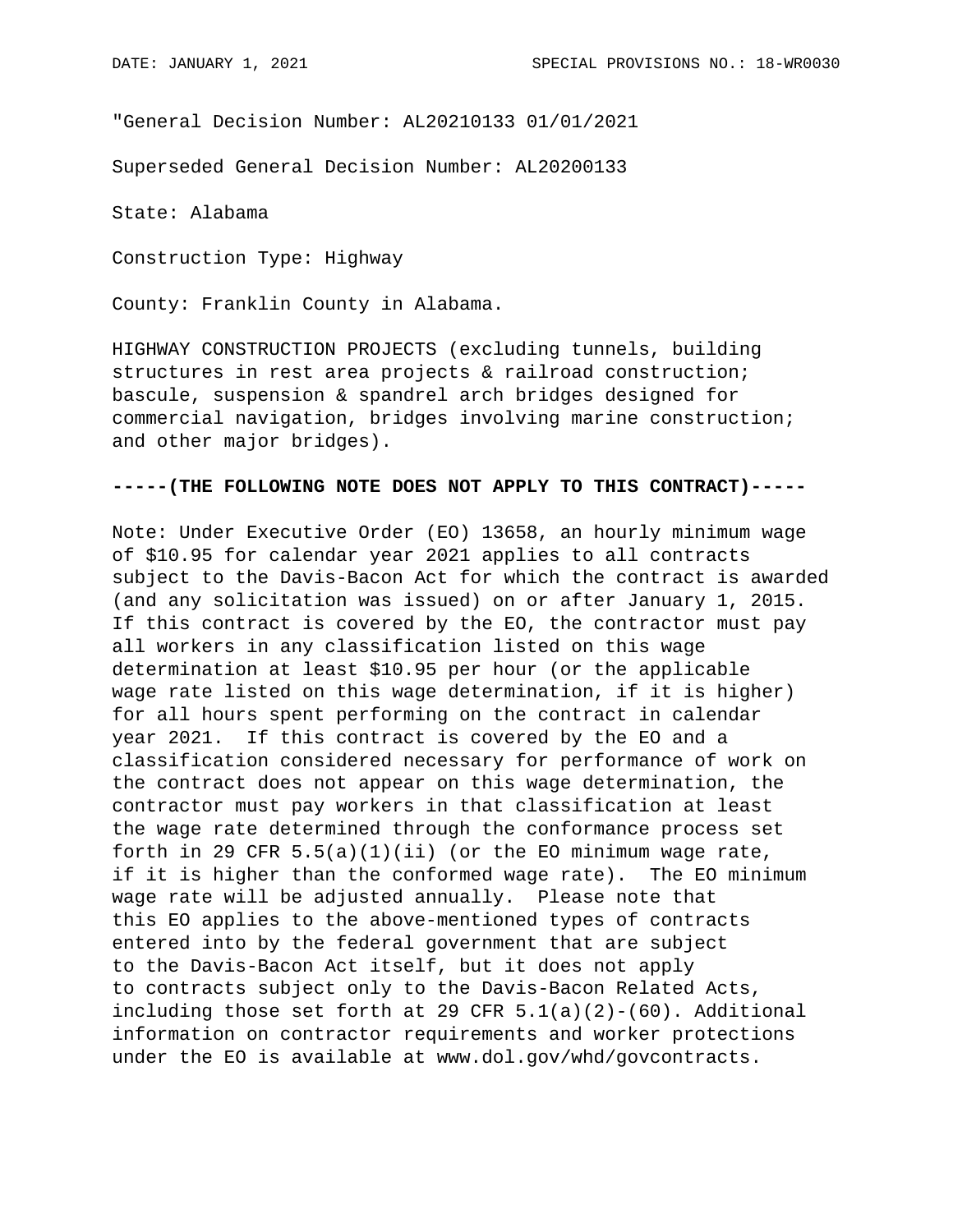"General Decision Number: AL20210133 01/01/2021

Superseded General Decision Number: AL20200133

State: Alabama

Construction Type: Highway

County: Franklin County in Alabama.

HIGHWAY CONSTRUCTION PROJECTS (excluding tunnels, building structures in rest area projects & railroad construction; bascule, suspension & spandrel arch bridges designed for commercial navigation, bridges involving marine construction; and other major bridges).

**-----(THE FOLLOWING NOTE DOES NOT APPLY TO THIS CONTRACT)-----**

Note: Under Executive Order (EO) 13658, an hourly minimum wage of $10.95 for calendar year 2021 applies to all contracts subject to the Davis-Bacon Act for which the contract is awarded (and any solicitation was issued) on or after January 1, 2015. If this contract is covered by the EO, the contractor must pay all workers in any classification listed on this wage determination at least $10.95 per hour (or the applicable wage rate listed on this wage determination, if it is higher) for all hours spent performing on the contract in calendar year 2021. If this contract is covered by the EO and a classification considered necessary for performance of work on the contract does not appear on this wage determination, the contractor must pay workers in that classification at least the wage rate determined through the conformance process set forth in 29 CFR 5.5(a)(1)(ii) (or the EO minimum wage rate, if it is higher than the conformed wage rate). The EO minimum wage rate will be adjusted annually. Please note that this EO applies to the above-mentioned types of contracts entered into by the federal government that are subject to the Davis-Bacon Act itself, but it does not apply to contracts subject only to the Davis-Bacon Related Acts, including those set forth at 29 CFR 5.1(a)(2)-(60). Additional information on contractor requirements and worker protections under the EO is available at www.dol.gov/whd/govcontracts.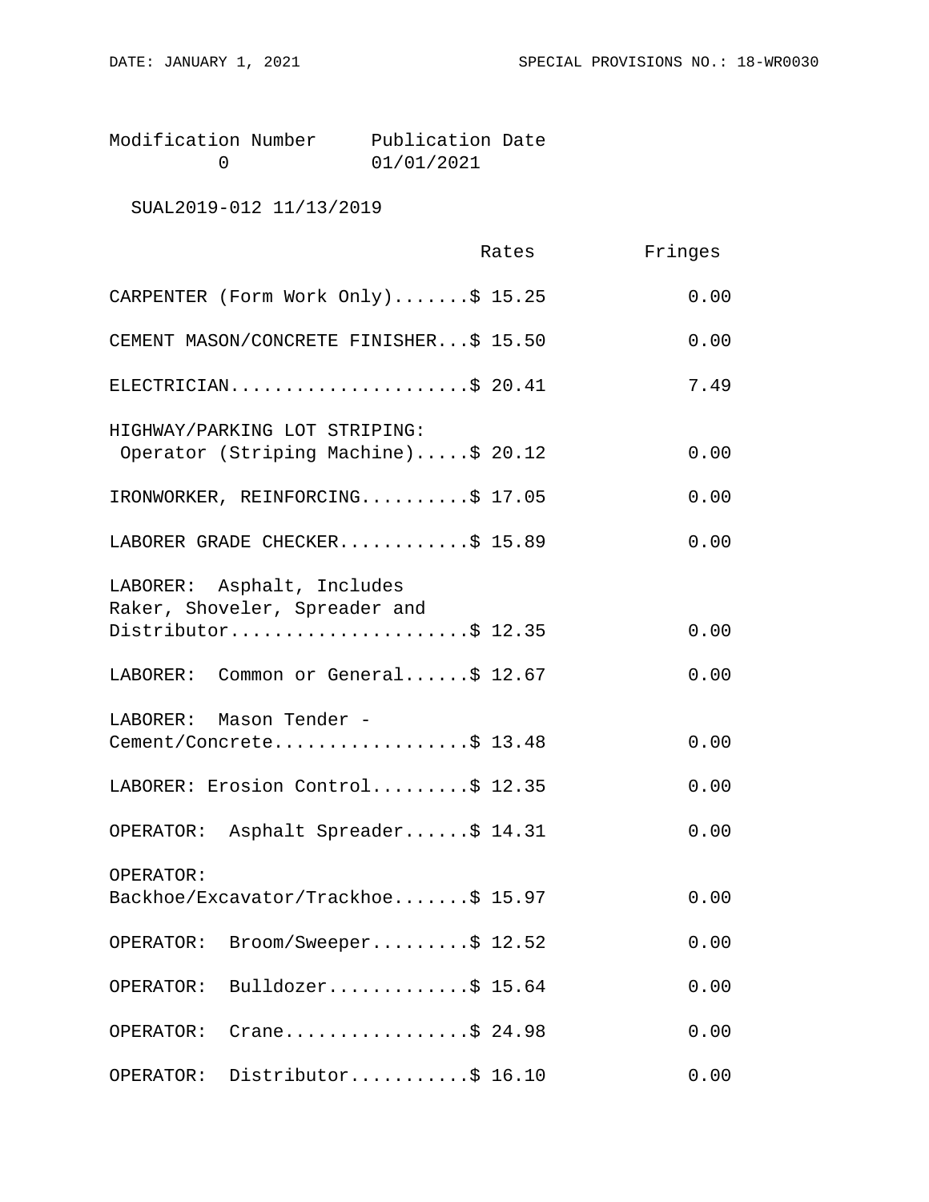| Modification Number | Publication Date |
|---|---|
| 0 | 01/01/2021 |

SUAL2019-012 11/13/2019

| | Rates | Fringes |
|---|---|---|
| CARPENTER (Form Work Only) | $ 15.25 | 0.00 |
| CEMENT MASON/CONCRETE FINISHER | $ 15.50 | 0.00 |
| ELECTRICIAN | $ 20.41 | 7.49 |
| HIGHWAY/PARKING LOT STRIPING: Operator (Striping Machine) | $ 20.12 | 0.00 |
| IRONWORKER, REINFORCING | $ 17.05 | 0.00 |
| LABORER GRADE CHECKER | $ 15.89 | 0.00 |
| LABORER: Asphalt, Includes Raker, Shoveler, Spreader and Distributor | $ 12.35 | 0.00 |
| LABORER: Common or General | $ 12.67 | 0.00 |
| LABORER: Mason Tender - Cement/Concrete | $ 13.48 | 0.00 |
| LABORER: Erosion Control | $ 12.35 | 0.00 |
| OPERATOR: Asphalt Spreader | $ 14.31 | 0.00 |
| OPERATOR: Backhoe/Excavator/Trackhoe | $ 15.97 | 0.00 |
| OPERATOR: Broom/Sweeper | $ 12.52 | 0.00 |
| OPERATOR: Bulldozer | $ 15.64 | 0.00 |
| OPERATOR: Crane | $ 24.98 | 0.00 |
| OPERATOR: Distributor | $ 16.10 | 0.00 |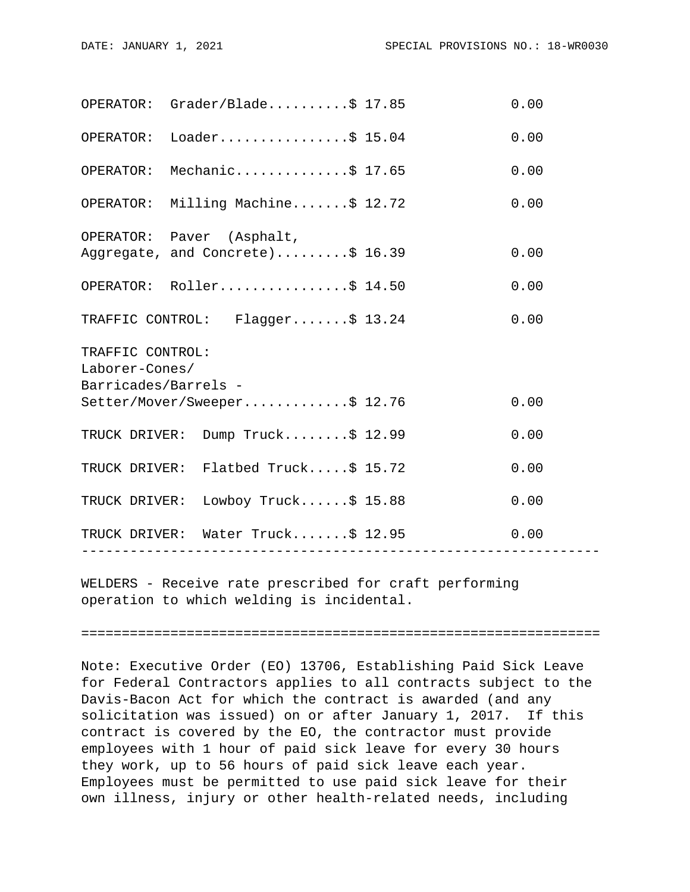| Classification | Rates | Fringes |
|---|---|---|
| OPERATOR: Grader/Blade | $ 17.85 | 0.00 |
| OPERATOR: Loader | $ 15.04 | 0.00 |
| OPERATOR: Mechanic | $ 17.65 | 0.00 |
| OPERATOR: Milling Machine | $ 12.72 | 0.00 |
| OPERATOR: Paver (Asphalt, Aggregate, and Concrete) | $ 16.39 | 0.00 |
| OPERATOR: Roller | $ 14.50 | 0.00 |
| TRAFFIC CONTROL: Flagger | $ 13.24 | 0.00 |
| TRAFFIC CONTROL: Laborer-Cones/ Barricades/Barrels - Setter/Mover/Sweeper | $ 12.76 | 0.00 |
| TRUCK DRIVER: Dump Truck | $ 12.99 | 0.00 |
| TRUCK DRIVER: Flatbed Truck | $ 15.72 | 0.00 |
| TRUCK DRIVER: Lowboy Truck | $ 15.88 | 0.00 |
| TRUCK DRIVER: Water Truck | $ 12.95 | 0.00 |

---

WELDERS - Receive rate prescribed for craft performing operation to which welding is incidental.

---

Note: Executive Order (EO) 13706, Establishing Paid Sick Leave for Federal Contractors applies to all contracts subject to the Davis-Bacon Act for which the contract is awarded (and any solicitation was issued) on or after January 1, 2017. If this contract is covered by the EO, the contractor must provide employees with 1 hour of paid sick leave for every 30 hours they work, up to 56 hours of paid sick leave each year. Employees must be permitted to use paid sick leave for their own illness, injury or other health-related needs, including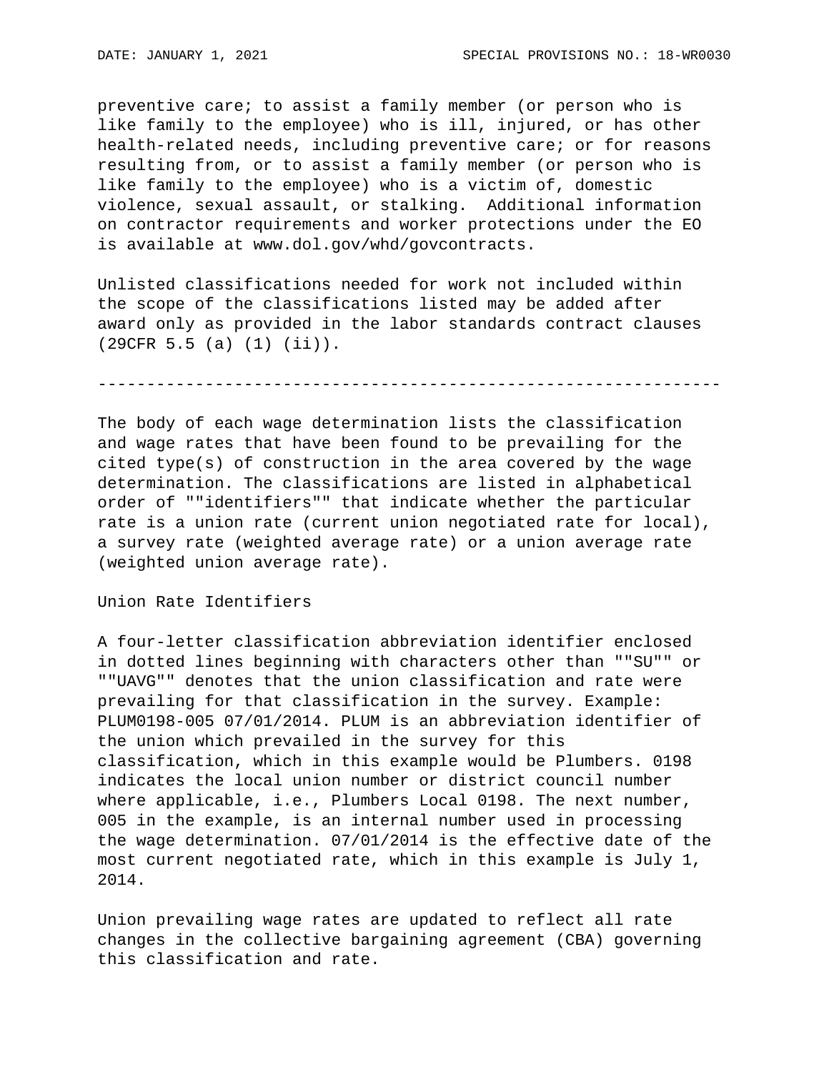preventive care; to assist a family member (or person who is like family to the employee) who is ill, injured, or has other health-related needs, including preventive care; or for reasons resulting from, or to assist a family member (or person who is like family to the employee) who is a victim of, domestic violence, sexual assault, or stalking.  Additional information on contractor requirements and worker protections under the EO is available at www.dol.gov/whd/govcontracts.

Unlisted classifications needed for work not included within the scope of the classifications listed may be added after award only as provided in the labor standards contract clauses (29CFR 5.5 (a) (1) (ii)).

----------------------------------------------------------------

The body of each wage determination lists the classification and wage rates that have been found to be prevailing for the cited type(s) of construction in the area covered by the wage determination. The classifications are listed in alphabetical order of ""identifiers"" that indicate whether the particular rate is a union rate (current union negotiated rate for local), a survey rate (weighted average rate) or a union average rate (weighted union average rate).

Union Rate Identifiers

A four-letter classification abbreviation identifier enclosed in dotted lines beginning with characters other than ""SU"" or ""UAVG"" denotes that the union classification and rate were prevailing for that classification in the survey. Example: PLUM0198-005 07/01/2014. PLUM is an abbreviation identifier of the union which prevailed in the survey for this classification, which in this example would be Plumbers. 0198 indicates the local union number or district council number where applicable, i.e., Plumbers Local 0198. The next number, 005 in the example, is an internal number used in processing the wage determination. 07/01/2014 is the effective date of the most current negotiated rate, which in this example is July 1, 2014.

Union prevailing wage rates are updated to reflect all rate changes in the collective bargaining agreement (CBA) governing this classification and rate.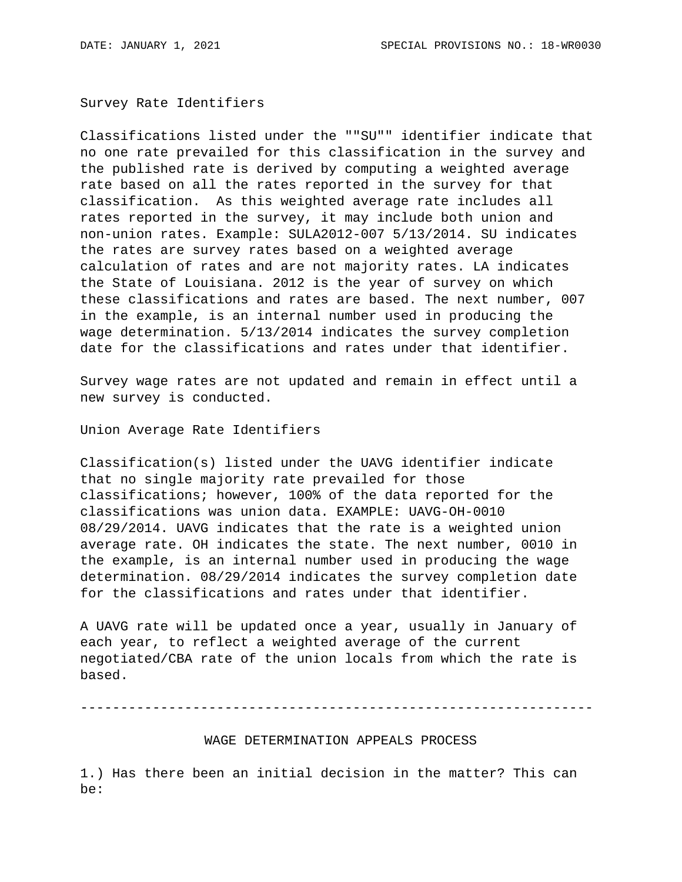Survey Rate Identifiers

Classifications listed under the ""SU"" identifier indicate that no one rate prevailed for this classification in the survey and the published rate is derived by computing a weighted average rate based on all the rates reported in the survey for that classification. As this weighted average rate includes all rates reported in the survey, it may include both union and non-union rates. Example: SULA2012-007 5/13/2014. SU indicates the rates are survey rates based on a weighted average calculation of rates and are not majority rates. LA indicates the State of Louisiana. 2012 is the year of survey on which these classifications and rates are based. The next number, 007 in the example, is an internal number used in producing the wage determination. 5/13/2014 indicates the survey completion date for the classifications and rates under that identifier.

Survey wage rates are not updated and remain in effect until a new survey is conducted.

Union Average Rate Identifiers

Classification(s) listed under the UAVG identifier indicate that no single majority rate prevailed for those classifications; however, 100% of the data reported for the classifications was union data. EXAMPLE: UAVG-OH-0010 08/29/2014. UAVG indicates that the rate is a weighted union average rate. OH indicates the state. The next number, 0010 in the example, is an internal number used in producing the wage determination. 08/29/2014 indicates the survey completion date for the classifications and rates under that identifier.

A UAVG rate will be updated once a year, usually in January of each year, to reflect a weighted average of the current negotiated/CBA rate of the union locals from which the rate is based.

----------------------------------------------------------------

WAGE DETERMINATION APPEALS PROCESS

1.) Has there been an initial decision in the matter? This can be: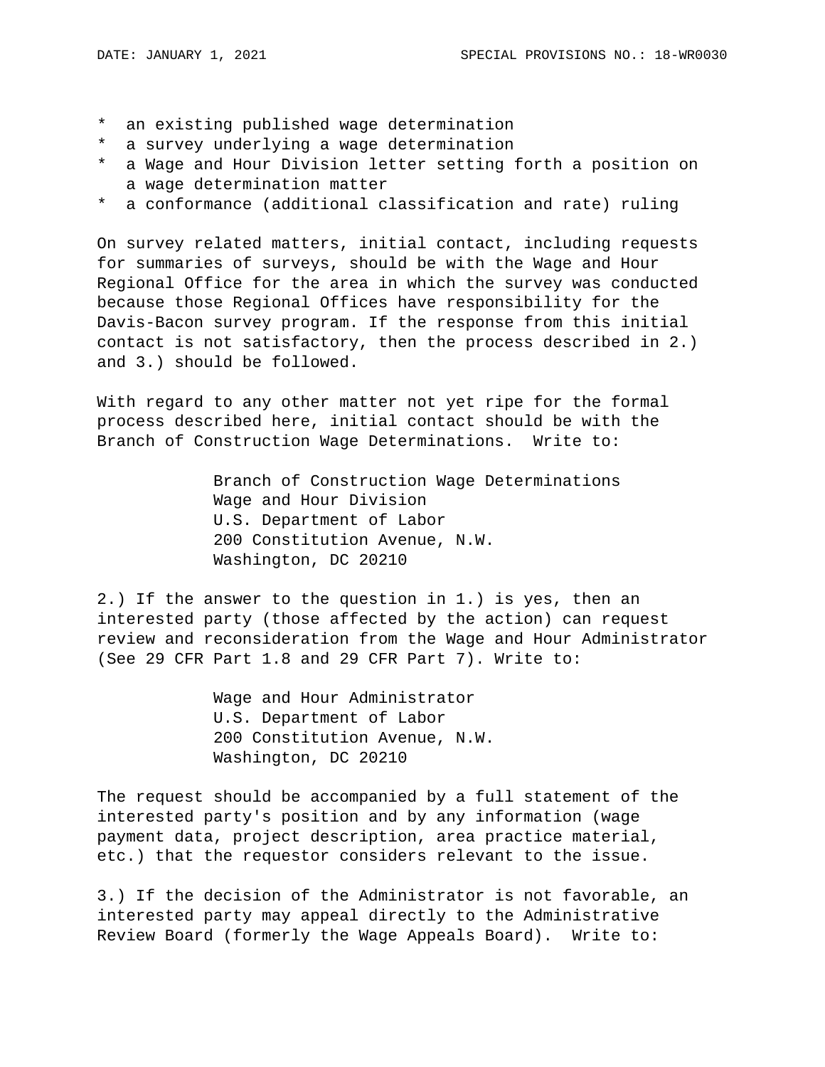* an existing published wage determination
* a survey underlying a wage determination
* a Wage and Hour Division letter setting forth a position on a wage determination matter
* a conformance (additional classification and rate) ruling

On survey related matters, initial contact, including requests for summaries of surveys, should be with the Wage and Hour Regional Office for the area in which the survey was conducted because those Regional Offices have responsibility for the Davis-Bacon survey program. If the response from this initial contact is not satisfactory, then the process described in 2.) and 3.) should be followed.

With regard to any other matter not yet ripe for the formal process described here, initial contact should be with the Branch of Construction Wage Determinations. Write to:

> Branch of Construction Wage Determinations
> Wage and Hour Division
> U.S. Department of Labor
> 200 Constitution Avenue, N.W.
> Washington, DC 20210

2.) If the answer to the question in 1.) is yes, then an interested party (those affected by the action) can request review and reconsideration from the Wage and Hour Administrator (See 29 CFR Part 1.8 and 29 CFR Part 7). Write to:

> Wage and Hour Administrator
> U.S. Department of Labor
> 200 Constitution Avenue, N.W.
> Washington, DC 20210

The request should be accompanied by a full statement of the interested party's position and by any information (wage payment data, project description, area practice material, etc.) that the requestor considers relevant to the issue.

3.) If the decision of the Administrator is not favorable, an interested party may appeal directly to the Administrative Review Board (formerly the Wage Appeals Board). Write to: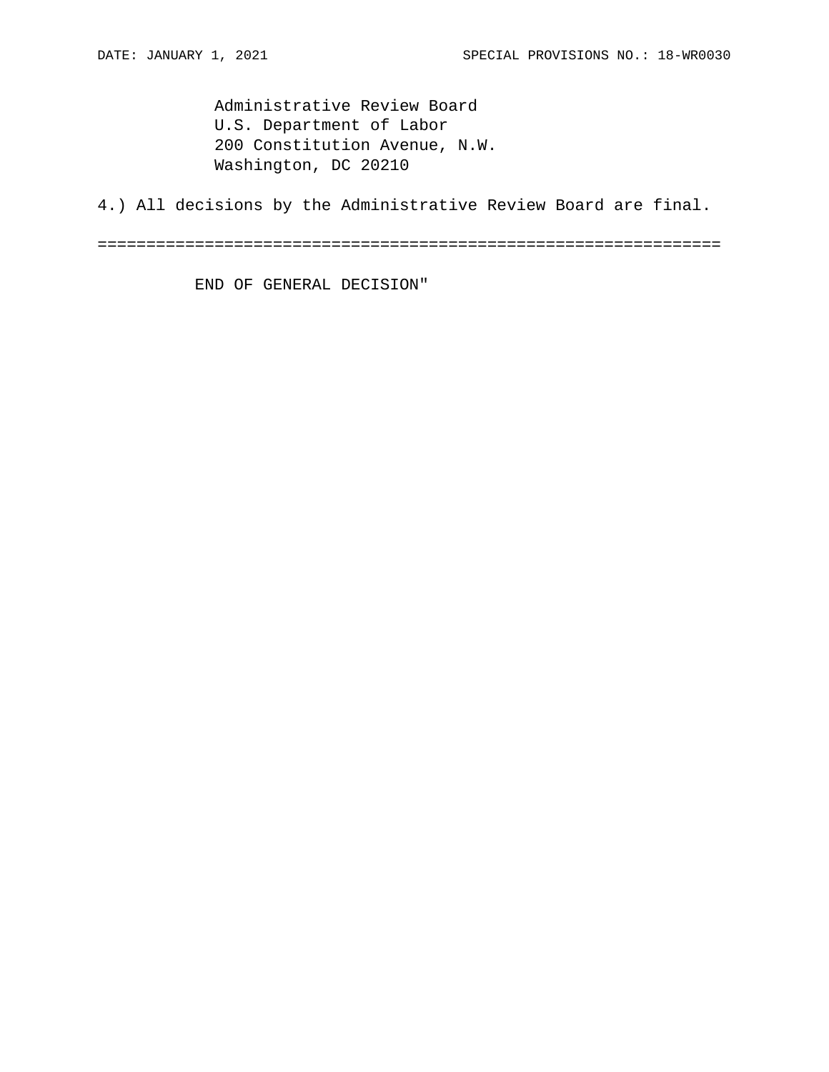Administrative Review Board
U.S. Department of Labor
200 Constitution Avenue, N.W.
Washington, DC 20210

4.) All decisions by the Administrative Review Board are final.

================================================================

END OF GENERAL DECISION"